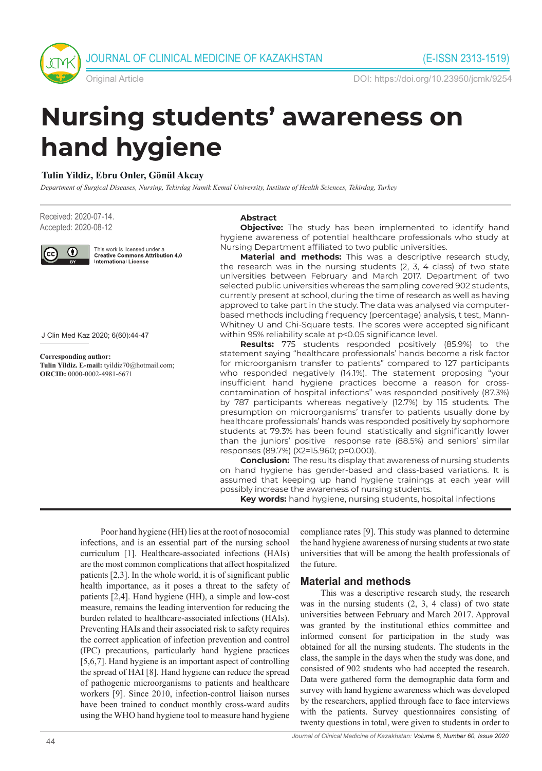Original Article

DOI: https://doi.org/10.23950/jcmk/9254

# Nursing students' awareness on hand hygiene

**Tulin Yildiz, Ebru Onler, Gönül Akcay**

*Department of Surgical Diseases, Nursing, Tekirdag Namik Kemal University, Institute of Health Sciences, Tekirdag, Turkey*

Received: 2020-07-14.
Accepted: 2020-08-12

This work is licensed under a Creative Commons Attribution 4.0 International License

J Clin Med Kaz 2020; 6(60):44-47

**Corresponding author:**
**Tulin Yildiz. E-mail:** tyildiz70@hotmail.com;
**ORCID:** 0000-0002-4981-6671

## Abstract

**Objective:** The study has been implemented to identify hand hygiene awareness of potential healthcare professionals who study at Nursing Department affiliated to two public universities.

**Material and methods:** This was a descriptive research study, the research was in the nursing students (2, 3, 4 class) of two state universities between February and March 2017. Department of two selected public universities whereas the sampling covered 902 students, currently present at school, during the time of research as well as having approved to take part in the study. The data was analysed via computer-based methods including frequency (percentage) analysis, t test, Mann-Whitney U and Chi-Square tests. The scores were accepted significant within 95% reliability scale at $p<0.05$ significance level.

**Results:** 775 students responded positively (85.9%) to the statement saying "healthcare professionals' hands become a risk factor for microorganism transfer to patients" compared to 127 participants who responded negatively (14.1%). The statement proposing "your insufficient hand hygiene practices become a reason for cross-contamination of hospital infections" was responded positively (87.3%) by 787 participants whereas negatively (12.7%) by 115 students. The presumption on microorganisms' transfer to patients usually done by healthcare professionals' hands was responded positively by sophomore students at 79.3% has been found statistically and significantly lower than the juniors' positive response rate (88.5%) and seniors' similar responses (89.7%) ($X^2=15.960$; $p=0.000$).

**Conclusion:** The results display that awareness of nursing students on hand hygiene has gender-based and class-based variations. It is assumed that keeping up hand hygiene trainings at each year will possibly increase the awareness of nursing students.

**Key words:** hand hygiene, nursing students, hospital infections

Poor hand hygiene (HH) lies at the root of nosocomial infections, and is an essential part of the nursing school curriculum [1]. Healthcare-associated infections (HAIs) are the most common complications that affect hospitalized patients [2,3]. In the whole world, it is of significant public health importance, as it poses a threat to the safety of patients [2,4]. Hand hygiene (HH), a simple and low-cost measure, remains the leading intervention for reducing the burden related to healthcare-associated infections (HAIs). Preventing HAIs and their associated risk to safety requires the correct application of infection prevention and control (IPC) precautions, particularly hand hygiene practices [5,6,7]. Hand hygiene is an important aspect of controlling the spread of HAI [8]. Hand hygiene can reduce the spread of pathogenic microorganisms to patients and healthcare workers [9]. Since 2010, infection-control liaison nurses have been trained to conduct monthly cross-ward audits using the WHO hand hygiene tool to measure hand hygiene compliance rates [9]. This study was planned to determine the hand hygiene awareness of nursing students at two state universities that will be among the health professionals of the future.

## Material and methods

This was a descriptive research study, the research was in the nursing students (2, 3, 4 class) of two state universities between February and March 2017. Approval was granted by the institutional ethics committee and informed consent for participation in the study was obtained for all the nursing students. The students in the class, the sample in the days when the study was done, and consisted of 902 students who had accepted the research. Data were gathered form the demographic data form and survey with hand hygiene awareness which was developed by the researchers, applied through face to face interviews with the patients. Survey questionnaires consisting of twenty questions in total, were given to students in order to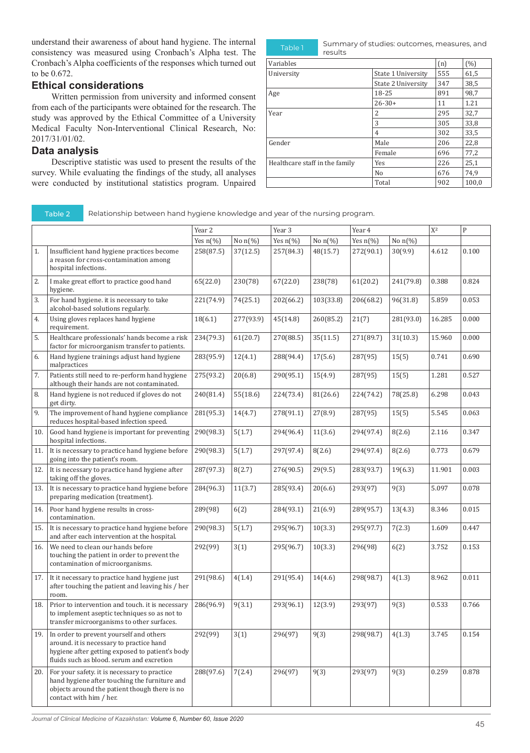understand their awareness of about hand hygiene. The internal consistency was measured using Cronbach's Alpha test. The Cronbach's Alpha coefficients of the responses which turned out to be 0.672.

## Ethical considerations

Written permission from university and informed consent from each of the participants were obtained for the research. The study was approved by the Ethical Committee of a University Medical Faculty Non-Interventional Clinical Research, No: 2017/31/01/02.

## Data analysis

Descriptive statistic was used to present the results of the survey. While evaluating the findings of the study, all analyses were conducted by institutional statistics program. Unpaired

Table 1 Summary of studies: outcomes, measures, and results

| Variables | | (n) | (%) |
|---|---|---|---|
| University | State 1 University | 555 | 61,5 |
| | State 2 University | 347 | 38,5 |
| Age | 18-25 | 891 | 98,7 |
| | 26-30+ | 11 | 1.21 |
| Year | 2 | 295 | 32,7 |
| | 3 | 305 | 33,8 |
| | 4 | 302 | 33,5 |
| Gender | Male | 206 | 22,8 |
| | Female | 696 | 77,2 |
| Healthcare staff in the family | Yes | 226 | 25,1 |
| | No | 676 | 74,9 |
| | Total | 902 | 100,0 |

Table 2 Relationship between hand hygiene knowledge and year of the nursing program.

| | | Year 2 | | Year 3 | | Year 4 | | $X^2$ | P |
|---|---|---|---|---|---|---|---|---|---|
| | | Yes n(%) | No n(%) | Yes n(%) | No n(%) | Yes n(%) | No n(%) | | |
| 1. | Insufficient hand hygiene practices become a reason for cross-contamination among hospital infections. | 258(87.5) | 37(12.5) | 257(84.3) | 48(15.7) | 272(90.1) | 30(9.9) | 4.612 | 0.100 |
| 2. | I make great effort to practice good hand hygiene. | 65(22.0) | 230(78) | 67(22.0) | 238(78) | 61(20.2) | 241(79.8) | 0.388 | 0.824 |
| 3. | For hand hygiene. it is necessary to take alcohol-based solutions regularly. | 221(74.9) | 74(25.1) | 202(66.2) | 103(33.8) | 206(68.2) | 96(31.8) | 5.859 | 0.053 |
| 4. | Using gloves replaces hand hygiene requirement. | 18(6.1) | 277(93.9) | 45(14.8) | 260(85.2) | 21(7) | 281(93.0) | 16.285 | 0.000 |
| 5. | Healthcare professionals' hands become a risk factor for microorganism transfer to patients. | 234(79.3) | 61(20.7) | 270(88.5) | 35(11.5) | 271(89.7) | 31(10.3) | 15.960 | 0.000 |
| 6. | Hand hygiene trainings adjust hand hygiene malpractices | 283(95.9) | 12(4.1) | 288(94.4) | 17(5.6) | 287(95) | 15(5) | 0.741 | 0.690 |
| 7. | Patients still need to re-perform hand hygiene although their hands are not contaminated. | 275(93.2) | 20(6.8) | 290(95.1) | 15(4.9) | 287(95) | 15(5) | 1.281 | 0.527 |
| 8. | Hand hygiene is not reduced if gloves do not get dirty. | 240(81.4) | 55(18.6) | 224(73.4) | 81(26.6) | 224(74.2) | 78(25.8) | 6.298 | 0.043 |
| 9. | The improvement of hand hygiene compliance reduces hospital-based infection speed. | 281(95.3) | 14(4.7) | 278(91.1) | 27(8.9) | 287(95) | 15(5) | 5.545 | 0.063 |
| 10. | Good hand hygiene is important for preventing hospital infections. | 290(98.3) | 5(1.7) | 294(96.4) | 11(3.6) | 294(97.4) | 8(2.6) | 2.116 | 0.347 |
| 11. | It is necessary to practice hand hygiene before going into the patient's room. | 290(98.3) | 5(1.7) | 297(97.4) | 8(2.6) | 294(97.4) | 8(2.6) | 0.773 | 0.679 |
| 12. | It is necessary to practice hand hygiene after taking off the gloves. | 287(97.3) | 8(2.7) | 276(90.5) | 29(9.5) | 283(93.7) | 19(6.3) | 11.901 | 0.003 |
| 13. | It is necessary to practice hand hygiene before preparing medication (treatment). | 284(96.3) | 11(3.7) | 285(93.4) | 20(6.6) | 293(97) | 9(3) | 5.097 | 0.078 |
| 14. | Poor hand hygiene results in cross-contamination. | 289(98) | 6(2) | 284(93.1) | 21(6.9) | 289(95.7) | 13(4.3) | 8.346 | 0.015 |
| 15. | It is necessary to practice hand hygiene before and after each intervention at the hospital. | 290(98.3) | 5(1.7) | 295(96.7) | 10(3.3) | 295(97.7) | 7(2.3) | 1.609 | 0.447 |
| 16. | We need to clean our hands before touching the patient in order to prevent the contamination of microorganisms. | 292(99) | 3(1) | 295(96.7) | 10(3.3) | 296(98) | 6(2) | 3.752 | 0.153 |
| 17. | It it necessary to practice hand hygiene just after touching the patient and leaving his / her room. | 291(98.6) | 4(1.4) | 291(95.4) | 14(4.6) | 298(98.7) | 4(1.3) | 8.962 | 0.011 |
| 18. | Prior to intervention and touch. it is necessary to implement aseptic techniques so as not to transfer microorganisms to other surfaces. | 286(96.9) | 9(3.1) | 293(96.1) | 12(3.9) | 293(97) | 9(3) | 0.533 | 0.766 |
| 19. | In order to prevent yourself and others around. it is necessary to practice hand hygiene after getting exposed to patient's body fluids such as blood. serum and excretion | 292(99) | 3(1) | 296(97) | 9(3) | 298(98.7) | 4(1.3) | 3.745 | 0.154 |
| 20. | For your safety. it is necessary to practice hand hygiene after touching the furniture and objects around the patient though there is no contact with him / her. | 288(97.6) | 7(2.4) | 296(97) | 9(3) | 293(97) | 9(3) | 0.259 | 0.878 |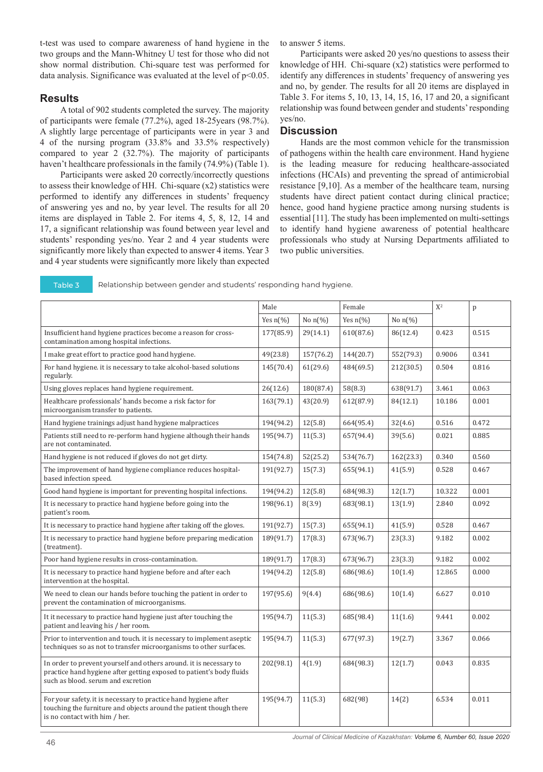t-test was used to compare awareness of hand hygiene in the two groups and the Mann-Whitney U test for those who did not show normal distribution. Chi-square test was performed for data analysis. Significance was evaluated at the level of $p<0.05$.

## Results

A total of 902 students completed the survey. The majority of participants were female (77.2%), aged 18-25years (98.7%). A slightly large percentage of participants were in year 3 and 4 of the nursing program (33.8% and 33.5% respectively) compared to year 2 (32.7%). The majority of participants haven't healthcare professionals in the family (74.9%) (Table 1).

Participants were asked 20 correctly/incorrectly questions to assess their knowledge of HH. Chi-square ($x2$) statistics were performed to identify any differences in students' frequency of answering yes and no, by year level. The results for all 20 items are displayed in Table 2. For items 4, 5, 8, 12, 14 and 17, a significant relationship was found between year level and students' responding yes/no. Year 2 and 4 year students were significantly more likely than expected to answer 4 items. Year 3 and 4 year students were significantly more likely than expected to answer 5 items.

Participants were asked 20 yes/no questions to assess their knowledge of HH. Chi-square ($x2$) statistics were performed to identify any differences in students' frequency of answering yes and no, by gender. The results for all 20 items are displayed in Table 3. For items 5, 10, 13, 14, 15, 16, 17 and 20, a significant relationship was found between gender and students' responding yes/no.

## Discussion

Hands are the most common vehicle for the transmission of pathogens within the health care environment. Hand hygiene is the leading measure for reducing healthcare-associated infections (HCAIs) and preventing the spread of antimicrobial resistance [9,10]. As a member of the healthcare team, nursing students have direct patient contact during clinical practice; hence, good hand hygiene practice among nursing students is essential [11]. The study has been implemented on multi-settings to identify hand hygiene awareness of potential healthcare professionals who study at Nursing Departments affiliated to two public universities.

Table 3 Relationship between gender and students' responding hand hygiene.

| | Male | | Female | | $X^2$ | p |
|---|---|---|---|---|---|---|
| | Yes n(%) | No n(%) | Yes n(%) | No n(%) | | |
| Insufficient hand hygiene practices become a reason for cross-contamination among hospital infections. | 177(85.9) | 29(14.1) | 610(87.6) | 86(12.4) | 0.423 | 0.515 |
| I make great effort to practice good hand hygiene. | 49(23.8) | 157(76.2) | 144(20.7) | 552(79.3) | 0.9006 | 0.341 |
| For hand hygiene. it is necessary to take alcohol-based solutions regularly. | 145(70.4) | 61(29.6) | 484(69.5) | 212(30.5) | 0.504 | 0.816 |
| Using gloves replaces hand hygiene requirement. | 26(12.6) | 180(87.4) | 58(8.3) | 638(91.7) | 3.461 | 0.063 |
| Healthcare professionals' hands become a risk factor for microorganism transfer to patients. | 163(79.1) | 43(20.9) | 612(87.9) | 84(12.1) | 10.186 | 0.001 |
| Hand hygiene trainings adjust hand hygiene malpractices | 194(94.2) | 12(5.8) | 664(95.4) | 32(4.6) | 0.516 | 0.472 |
| Patients still need to re-perform hand hygiene although their hands are not contaminated. | 195(94.7) | 11(5.3) | 657(94.4) | 39(5.6) | 0.021 | 0.885 |
| Hand hygiene is not reduced if gloves do not get dirty. | 154(74.8) | 52(25.2) | 534(76.7) | 162(23.3) | 0.340 | 0.560 |
| The improvement of hand hygiene compliance reduces hospital-based infection speed. | 191(92.7) | 15(7.3) | 655(94.1) | 41(5.9) | 0.528 | 0.467 |
| Good hand hygiene is important for preventing hospital infections. | 194(94.2) | 12(5.8) | 684(98.3) | 12(1.7) | 10.322 | 0.001 |
| It is necessary to practice hand hygiene before going into the patient's room. | 198(96.1) | 8(3.9) | 683(98.1) | 13(1.9) | 2.840 | 0.092 |
| It is necessary to practice hand hygiene after taking off the gloves. | 191(92.7) | 15(7.3) | 655(94.1) | 41(5.9) | 0.528 | 0.467 |
| It is necessary to practice hand hygiene before preparing medication (treatment). | 189(91.7) | 17(8.3) | 673(96.7) | 23(3.3) | 9.182 | 0.002 |
| Poor hand hygiene results in cross-contamination. | 189(91.7) | 17(8.3) | 673(96.7) | 23(3.3) | 9.182 | 0.002 |
| It is necessary to practice hand hygiene before and after each intervention at the hospital. | 194(94.2) | 12(5.8) | 686(98.6) | 10(1.4) | 12.865 | 0.000 |
| We need to clean our hands before touching the patient in order to prevent the contamination of microorganisms. | 197(95.6) | 9(4.4) | 686(98.6) | 10(1.4) | 6.627 | 0.010 |
| It it necessary to practice hand hygiene just after touching the patient and leaving his / her room. | 195(94.7) | 11(5.3) | 685(98.4) | 11(1.6) | 9.441 | 0.002 |
| Prior to intervention and touch. it is necessary to implement aseptic techniques so as not to transfer microorganisms to other surfaces. | 195(94.7) | 11(5.3) | 677(97.3) | 19(2.7) | 3.367 | 0.066 |
| In order to prevent yourself and others around. it is necessary to practice hand hygiene after getting exposed to patient's body fluids such as blood. serum and excretion | 202(98.1) | 4(1.9) | 684(98.3) | 12(1.7) | 0.043 | 0.835 |
| For your safety. it is necessary to practice hand hygiene after touching the furniture and objects around the patient though there is no contact with him / her. | 195(94.7) | 11(5.3) | 682(98) | 14(2) | 6.534 | 0.011 |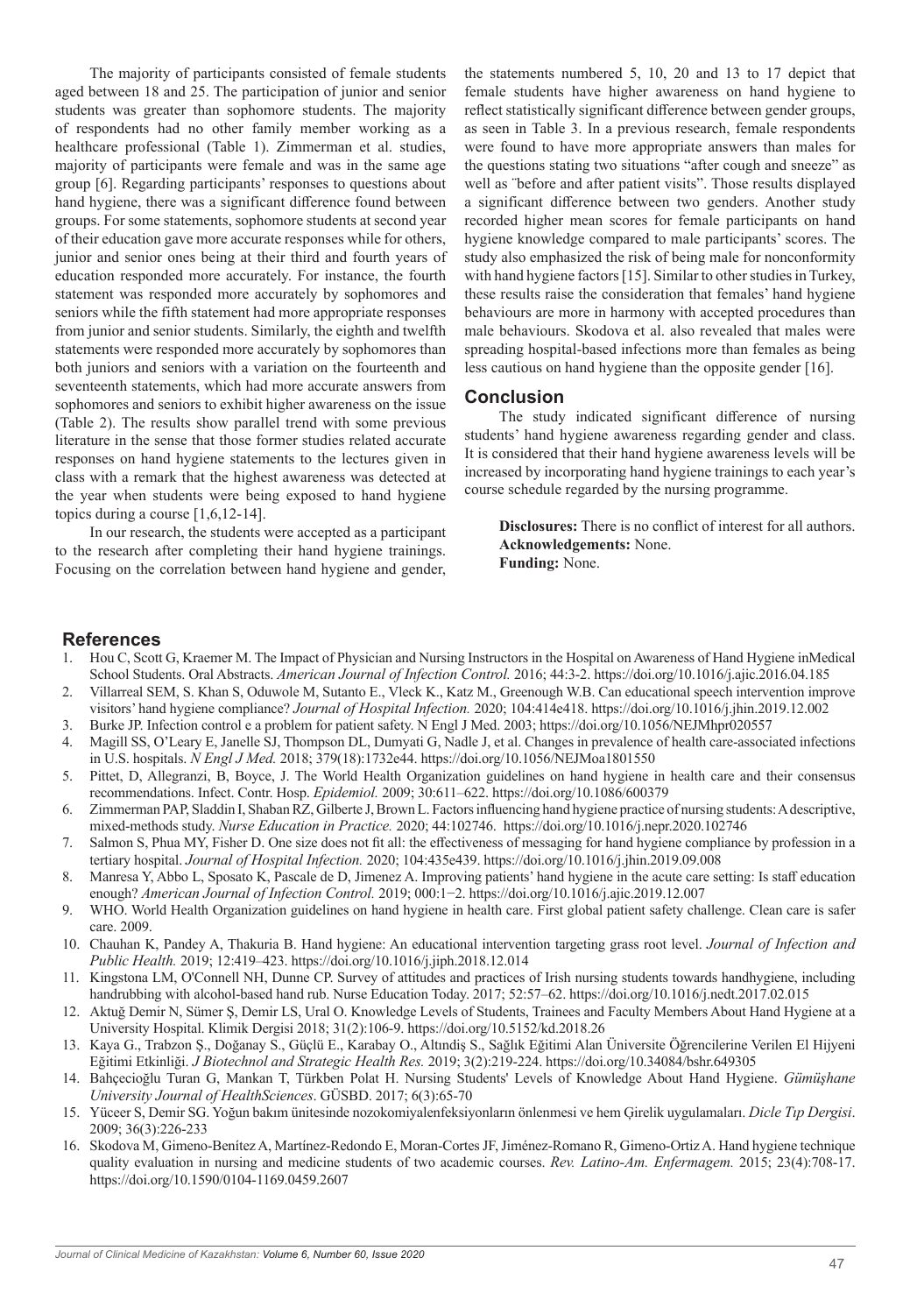The majority of participants consisted of female students aged between 18 and 25. The participation of junior and senior students was greater than sophomore students. The majority of respondents had no other family member working as a healthcare professional (Table 1). Zimmerman et al. studies, majority of participants were female and was in the same age group [6]. Regarding participants' responses to questions about hand hygiene, there was a significant difference found between groups. For some statements, sophomore students at second year of their education gave more accurate responses while for others, junior and senior ones being at their third and fourth years of education responded more accurately. For instance, the fourth statement was responded more accurately by sophomores and seniors while the fifth statement had more appropriate responses from junior and senior students. Similarly, the eighth and twelfth statements were responded more accurately by sophomores than both juniors and seniors with a variation on the fourteenth and seventeenth statements, which had more accurate answers from sophomores and seniors to exhibit higher awareness on the issue (Table 2). The results show parallel trend with some previous literature in the sense that those former studies related accurate responses on hand hygiene statements to the lectures given in class with a remark that the highest awareness was detected at the year when students were being exposed to hand hygiene topics during a course [1,6,12-14].

In our research, the students were accepted as a participant to the research after completing their hand hygiene trainings. Focusing on the correlation between hand hygiene and gender, the statements numbered 5, 10, 20 and 13 to 17 depict that female students have higher awareness on hand hygiene to reflect statistically significant difference between gender groups, as seen in Table 3. In a previous research, female respondents were found to have more appropriate answers than males for the questions stating two situations "after cough and sneeze" as well as ¨before and after patient visits". Those results displayed a significant difference between two genders. Another study recorded higher mean scores for female participants on hand hygiene knowledge compared to male participants' scores. The study also emphasized the risk of being male for nonconformity with hand hygiene factors [15]. Similar to other studies in Turkey, these results raise the consideration that females' hand hygiene behaviours are more in harmony with accepted procedures than male behaviours. Skodova et al. also revealed that males were spreading hospital-based infections more than females as being less cautious on hand hygiene than the opposite gender [16].

## Conclusion

The study indicated significant difference of nursing students' hand hygiene awareness regarding gender and class. It is considered that their hand hygiene awareness levels will be increased by incorporating hand hygiene trainings to each year's course schedule regarded by the nursing programme.

**Disclosures:** There is no conflict of interest for all authors.
**Acknowledgements:** None.
**Funding:** None.

## References

1. Hou C, Scott G, Kraemer M. The Impact of Physician and Nursing Instructors in the Hospital on Awareness of Hand Hygiene inMedical School Students. Oral Abstracts. *American Journal of Infection Control.* 2016; 44:3-2. https://doi.org/10.1016/j.ajic.2016.04.185
2. Villarreal SEM, S. Khan S, Oduwole M, Sutanto E., Vleck K., Katz M., Greenough W.B. Can educational speech intervention improve visitors' hand hygiene compliance? *Journal of Hospital Infection.* 2020; 104:414e418. https://doi.org/10.1016/j.jhin.2019.12.002
3. Burke JP. Infection control e a problem for patient safety. N Engl J Med. 2003; https://doi.org/10.1056/NEJMhpr020557
4. Magill SS, O'Leary E, Janelle SJ, Thompson DL, Dumyati G, Nadle J, et al. Changes in prevalence of health care-associated infections in U.S. hospitals. *N Engl J Med.* 2018; 379(18):1732e44. https://doi.org/10.1056/NEJMoa1801550
5. Pittet, D, Allegranzi, B, Boyce, J. The World Health Organization guidelines on hand hygiene in health care and their consensus recommendations. Infect. Contr. Hosp. *Epidemiol.* 2009; 30:611–622. https://doi.org/10.1086/600379
6. Zimmerman PAP, Sladdin I, Shaban RZ, Gilberte J, Brown L. Factors influencing hand hygiene practice of nursing students: A descriptive, mixed-methods study. *Nurse Education in Practice.* 2020; 44:102746. https://doi.org/10.1016/j.nepr.2020.102746
7. Salmon S, Phua MY, Fisher D. One size does not fit all: the effectiveness of messaging for hand hygiene compliance by profession in a tertiary hospital. *Journal of Hospital Infection.* 2020; 104:435e439. https://doi.org/10.1016/j.jhin.2019.09.008
8. Manresa Y, Abbo L, Sposato K, Pascale de D, Jimenez A. Improving patients' hand hygiene in the acute care setting: Is staff education enough? *American Journal of Infection Control.* 2019; 000:1−2. https://doi.org/10.1016/j.ajic.2019.12.007
9. WHO. World Health Organization guidelines on hand hygiene in health care. First global patient safety challenge. Clean care is safer care. 2009.
10. Chauhan K, Pandey A, Thakuria B. Hand hygiene: An educational intervention targeting grass root level. *Journal of Infection and Public Health.* 2019; 12:419–423. https://doi.org/10.1016/j.jiph.2018.12.014
11. Kingstona LM, O'Connell NH, Dunne CP. Survey of attitudes and practices of Irish nursing students towards handhygiene, including handrubbing with alcohol-based hand rub. Nurse Education Today. 2017; 52:57–62. https://doi.org/10.1016/j.nedt.2017.02.015
12. Aktuğ Demir N, Sümer Ş, Demir LS, Ural O. Knowledge Levels of Students, Trainees and Faculty Members About Hand Hygiene at a University Hospital. Klimik Dergisi 2018; 31(2):106-9. https://doi.org/10.5152/kd.2018.26
13. Kaya G., Trabzon Ş., Doğanay S., Güçlü E., Karabay O., Altındiş S., Sağlık Eğitimi Alan Üniversite Öğrencilerine Verilen El Hijyeni Eğitimi Etkinliği. *J Biotechnol and Strategic Health Res.* 2019; 3(2):219-224. https://doi.org/10.34084/bshr.649305
14. Bahçecioğlu Turan G, Mankan T, Türkben Polat H. Nursing Students' Levels of Knowledge About Hand Hygiene. *Gümüşhane University Journal of HealthSciences*. GÜSBD. 2017; 6(3):65-70
15. Yüceer S, Demir SG. Yoğun bakım ünitesinde nozokomiyalenfeksiyonların önlenmesi ve hem Ģirelik uygulamaları. *Dicle Tıp Dergisi*. 2009; 36(3):226-233
16. Skodova M, Gimeno-Benítez A, Martínez-Redondo E, Moran-Cortes JF, Jiménez-Romano R, Gimeno-Ortiz A. Hand hygiene technique quality evaluation in nursing and medicine students of two academic courses. *Rev. Latino-Am. Enfermagem.* 2015; 23(4):708-17. https://doi.org/10.1590/0104-1169.0459.2607